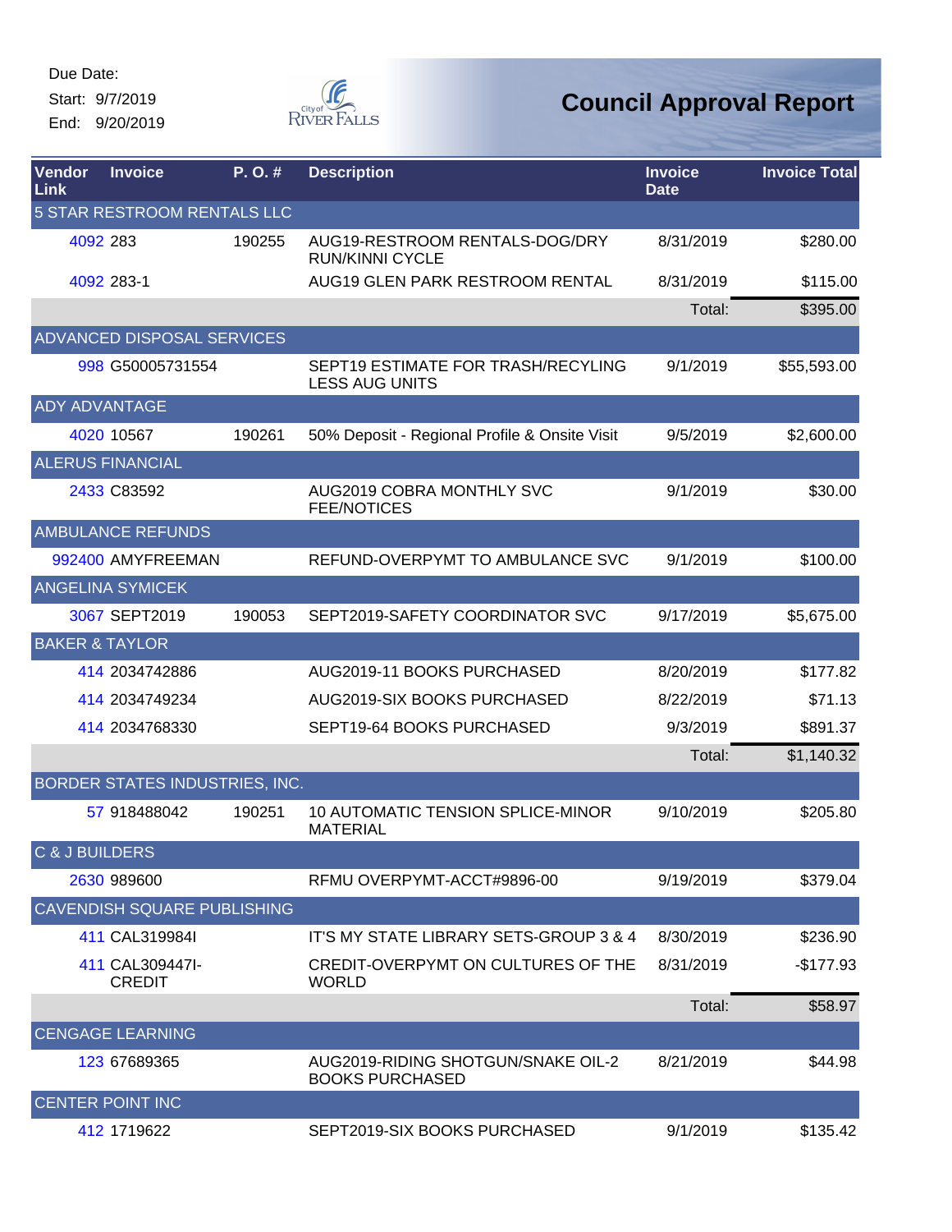Due Date:
Start: 9/7/2019
End: 9/20/2019

# Council Approval Report

| Vendor Link | Invoice | P. O. # | Description | Invoice Date | Invoice Total |
|---|---|---|---|---|---|
| 5 STAR RESTROOM RENTALS LLC | | | | | |
| 4092 | 283 | 190255 | AUG19-RESTROOM RENTALS-DOG/DRY RUN/KINNI CYCLE | 8/31/2019 | $280.00 |
| 4092 | 283-1 | | AUG19 GLEN PARK RESTROOM RENTAL | 8/31/2019 | $115.00 |
| | | | | Total: | $395.00 |
| ADVANCED DISPOSAL SERVICES | | | | | |
| 998 | G50005731554 | | SEPT19 ESTIMATE FOR TRASH/RECYLING LESS AUG UNITS | 9/1/2019 | $55,593.00 |
| ADY ADVANTAGE | | | | | |
| 4020 | 10567 | 190261 | 50% Deposit - Regional Profile & Onsite Visit | 9/5/2019 | $2,600.00 |
| ALERUS FINANCIAL | | | | | |
| 2433 | C83592 | | AUG2019 COBRA MONTHLY SVC FEE/NOTICES | 9/1/2019 | $30.00 |
| AMBULANCE REFUNDS | | | | | |
| 992400 | AMYFREEMAN | | REFUND-OVERPYMT TO AMBULANCE SVC | 9/1/2019 | $100.00 |
| ANGELINA SYMICEK | | | | | |
| 3067 | SEPT2019 | 190053 | SEPT2019-SAFETY COORDINATOR SVC | 9/17/2019 | $5,675.00 |
| BAKER & TAYLOR | | | | | |
| 414 | 2034742886 | | AUG2019-11 BOOKS PURCHASED | 8/20/2019 | $177.82 |
| 414 | 2034749234 | | AUG2019-SIX BOOKS PURCHASED | 8/22/2019 | $71.13 |
| 414 | 2034768330 | | SEPT19-64 BOOKS PURCHASED | 9/3/2019 | $891.37 |
| | | | | Total: | $1,140.32 |
| BORDER STATES INDUSTRIES, INC. | | | | | |
| 57 | 918488042 | 190251 | 10 AUTOMATIC TENSION SPLICE-MINOR MATERIAL | 9/10/2019 | $205.80 |
| C & J BUILDERS | | | | | |
| 2630 | 989600 | | RFMU OVERPYMT-ACCT#9896-00 | 9/19/2019 | $379.04 |
| CAVENDISH SQUARE PUBLISHING | | | | | |
| 411 | CAL319984I | | IT'S MY STATE LIBRARY SETS-GROUP 3 & 4 | 8/30/2019 | $236.90 |
| 411 | CAL309447I-CREDIT | | CREDIT-OVERPYMT ON CULTURES OF THE WORLD | 8/31/2019 | -$177.93 |
| | | | | Total: | $58.97 |
| CENGAGE LEARNING | | | | | |
| 123 | 67689365 | | AUG2019-RIDING SHOTGUN/SNAKE OIL-2 BOOKS PURCHASED | 8/21/2019 | $44.98 |
| CENTER POINT INC | | | | | |
| 412 | 1719622 | | SEPT2019-SIX BOOKS PURCHASED | 9/1/2019 | $135.42 |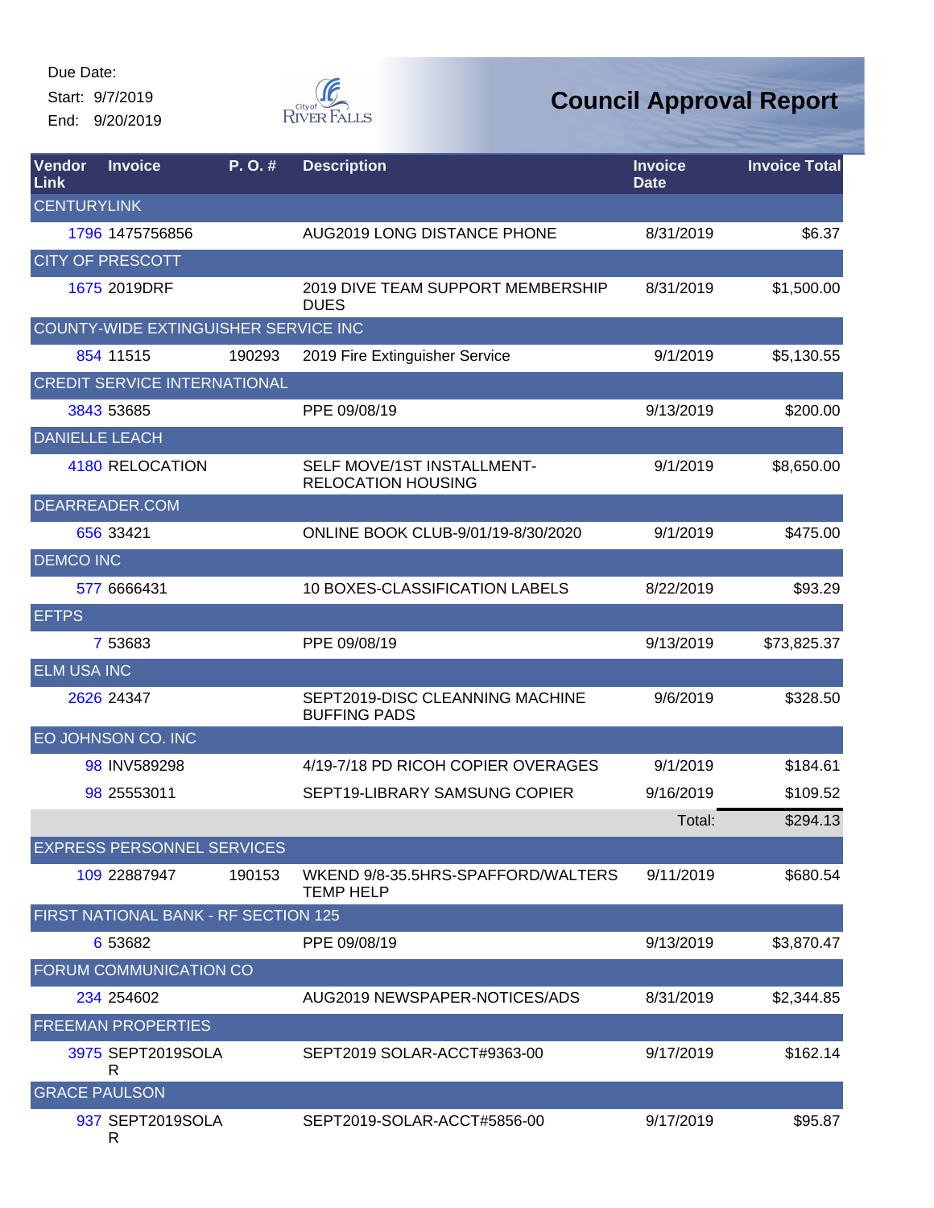Due Date:
Start: 9/7/2019
End: 9/20/2019

# Council Approval Report

| Vendor Link | Invoice | P. O. # | Description | Invoice Date | Invoice Total |
|---|---|---|---|---|---|
| CENTURYLINK | | | | | |
| 1796 | 1475756856 | | AUG2019 LONG DISTANCE PHONE | 8/31/2019 | $6.37 |
| CITY OF PRESCOTT | | | | | |
| 1675 | 2019DRF | | 2019 DIVE TEAM SUPPORT MEMBERSHIP DUES | 8/31/2019 | $1,500.00 |
| COUNTY-WIDE EXTINGUISHER SERVICE INC | | | | | |
| 854 | 11515 | 190293 | 2019 Fire Extinguisher Service | 9/1/2019 | $5,130.55 |
| CREDIT SERVICE INTERNATIONAL | | | | | |
| 3843 | 53685 | | PPE 09/08/19 | 9/13/2019 | $200.00 |
| DANIELLE LEACH | | | | | |
| 4180 | RELOCATION | | SELF MOVE/1ST INSTALLMENT-RELOCATION HOUSING | 9/1/2019 | $8,650.00 |
| DEARREADER.COM | | | | | |
| 656 | 33421 | | ONLINE BOOK CLUB-9/01/19-8/30/2020 | 9/1/2019 | $475.00 |
| DEMCO INC | | | | | |
| 577 | 6666431 | | 10 BOXES-CLASSIFICATION LABELS | 8/22/2019 | $93.29 |
| EFTPS | | | | | |
| 7 | 53683 | | PPE 09/08/19 | 9/13/2019 | $73,825.37 |
| ELM USA INC | | | | | |
| 2626 | 24347 | | SEPT2019-DISC CLEANNING MACHINE BUFFING PADS | 9/6/2019 | $328.50 |
| EO JOHNSON CO. INC | | | | | |
| 98 | INV589298 | | 4/19-7/18 PD RICOH COPIER OVERAGES | 9/1/2019 | $184.61 |
| 98 | 25553011 | | SEPT19-LIBRARY SAMSUNG COPIER | 9/16/2019 | $109.52 |
| | | | | Total: | $294.13 |
| EXPRESS PERSONNEL SERVICES | | | | | |
| 109 | 22887947 | 190153 | WKEND 9/8-35.5HRS-SPAFFORD/WALTERS TEMP HELP | 9/11/2019 | $680.54 |
| FIRST NATIONAL BANK - RF SECTION 125 | | | | | |
| 6 | 53682 | | PPE 09/08/19 | 9/13/2019 | $3,870.47 |
| FORUM COMMUNICATION CO | | | | | |
| 234 | 254602 | | AUG2019 NEWSPAPER-NOTICES/ADS | 8/31/2019 | $2,344.85 |
| FREEMAN PROPERTIES | | | | | |
| 3975 | SEPT2019SOLAR | | SEPT2019 SOLAR-ACCT#9363-00 | 9/17/2019 | $162.14 |
| GRACE PAULSON | | | | | |
| 937 | SEPT2019SOLAR | | SEPT2019-SOLAR-ACCT#5856-00 | 9/17/2019 | $95.87 |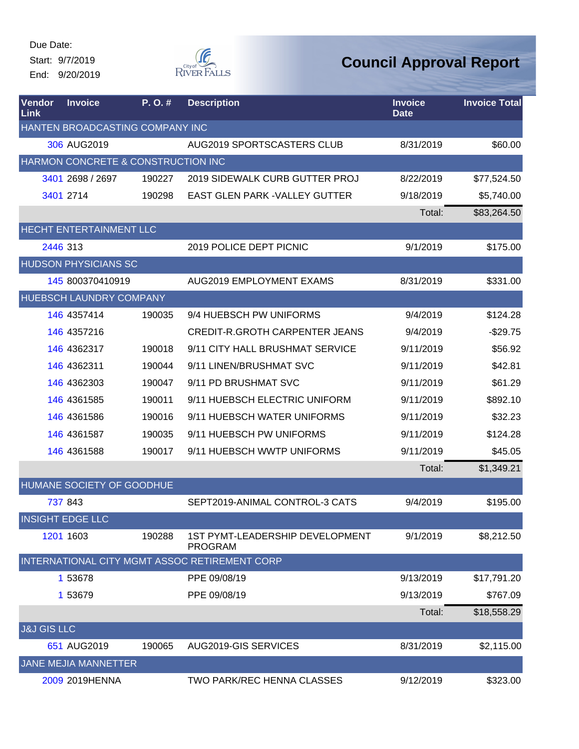Due Date:
Start: 9/7/2019
End: 9/20/2019

City of River Falls

# Council Approval Report

| Vendor Link | Invoice | P. O. # | Description | Invoice Date | Invoice Total |
|---|---|---|---|---|---|
| HANTEN BROADCASTING COMPANY INC | | | | | |
| 306 | AUG2019 | | AUG2019 SPORTSCASTERS CLUB | 8/31/2019 | $60.00 |
| HARMON CONCRETE & CONSTRUCTION INC | | | | | |
| 3401 | 2698 / 2697 | 190227 | 2019 SIDEWALK CURB GUTTER PROJ | 8/22/2019 | $77,524.50 |
| 3401 | 2714 | 190298 | EAST GLEN PARK -VALLEY GUTTER | 9/18/2019 | $5,740.00 |
| | | | | Total: | $83,264.50 |
| HECHT ENTERTAINMENT LLC | | | | | |
| 2446 | 313 | | 2019 POLICE DEPT PICNIC | 9/1/2019 | $175.00 |
| HUDSON PHYSICIANS SC | | | | | |
| 145 | 800370410919 | | AUG2019 EMPLOYMENT EXAMS | 8/31/2019 | $331.00 |
| HUEBSCH LAUNDRY COMPANY | | | | | |
| 146 | 4357414 | 190035 | 9/4 HUEBSCH PW UNIFORMS | 9/4/2019 | $124.28 |
| 146 | 4357216 | | CREDIT-R.GROTH CARPENTER JEANS | 9/4/2019 | -$29.75 |
| 146 | 4362317 | 190018 | 9/11 CITY HALL BRUSHMAT SERVICE | 9/11/2019 | $56.92 |
| 146 | 4362311 | 190044 | 9/11 LINEN/BRUSHMAT SVC | 9/11/2019 | $42.81 |
| 146 | 4362303 | 190047 | 9/11 PD BRUSHMAT SVC | 9/11/2019 | $61.29 |
| 146 | 4361585 | 190011 | 9/11 HUEBSCH ELECTRIC UNIFORM | 9/11/2019 | $892.10 |
| 146 | 4361586 | 190016 | 9/11 HUEBSCH WATER UNIFORMS | 9/11/2019 | $32.23 |
| 146 | 4361587 | 190035 | 9/11 HUEBSCH PW UNIFORMS | 9/11/2019 | $124.28 |
| 146 | 4361588 | 190017 | 9/11 HUEBSCH WWTP UNIFORMS | 9/11/2019 | $45.05 |
| | | | | Total: | $1,349.21 |
| HUMANE SOCIETY OF GOODHUE | | | | | |
| 737 | 843 | | SEPT2019-ANIMAL CONTROL-3 CATS | 9/4/2019 | $195.00 |
| INSIGHT EDGE LLC | | | | | |
| 1201 | 1603 | 190288 | 1ST PYMT-LEADERSHIP DEVELOPMENT PROGRAM | 9/1/2019 | $8,212.50 |
| INTERNATIONAL CITY MGMT ASSOC RETIREMENT CORP | | | | | |
| 1 | 53678 | | PPE 09/08/19 | 9/13/2019 | $17,791.20 |
| 1 | 53679 | | PPE 09/08/19 | 9/13/2019 | $767.09 |
| | | | | Total: | $18,558.29 |
| J&J GIS LLC | | | | | |
| 651 | AUG2019 | 190065 | AUG2019-GIS SERVICES | 8/31/2019 | $2,115.00 |
| JANE MEJIA MANNETTER | | | | | |
| 2009 | 2019HENNA | | TWO PARK/REC HENNA CLASSES | 9/12/2019 | $323.00 |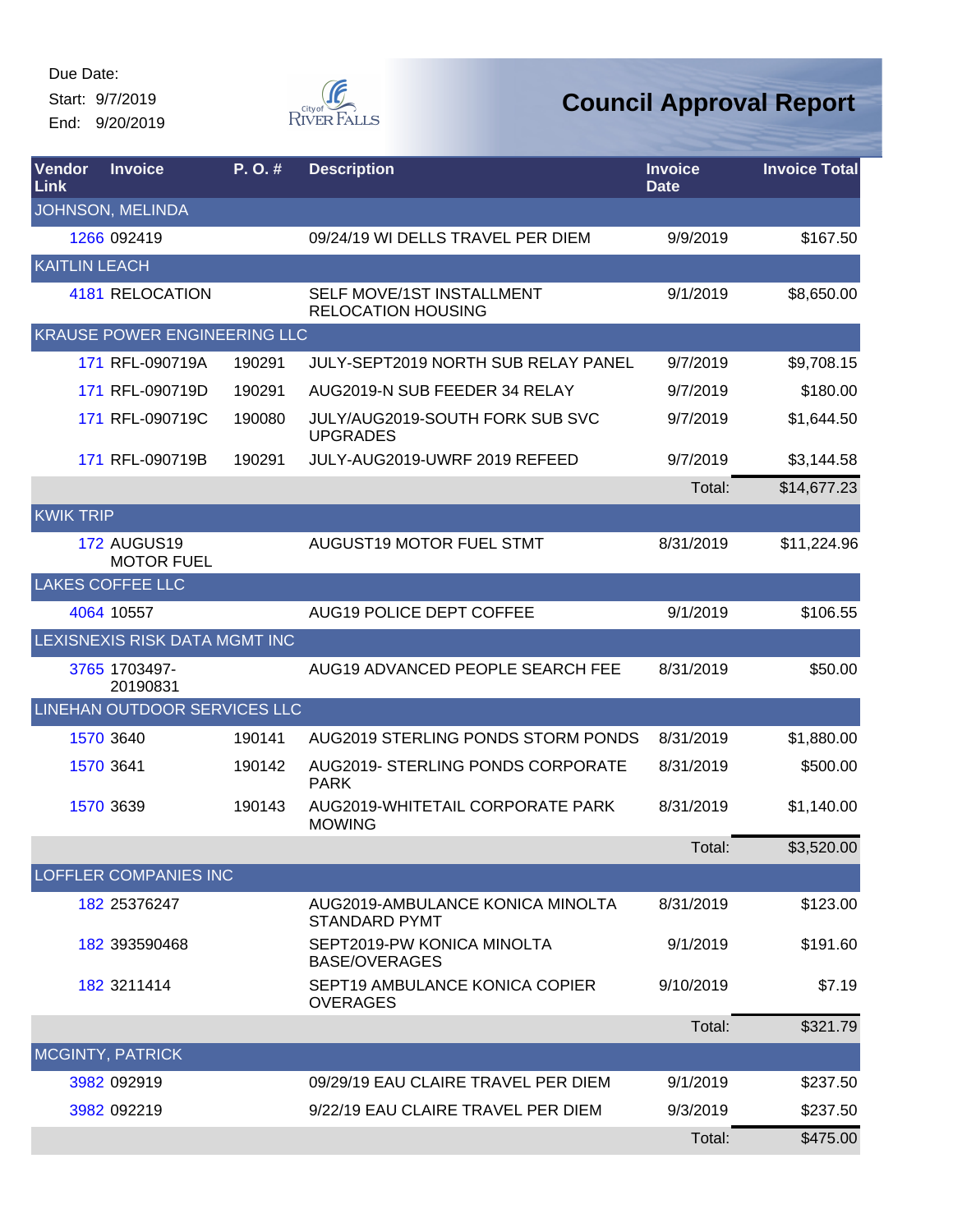Due Date:

Start: 9/7/2019

End: 9/20/2019

City of River Falls

# Council Approval Report

| Vendor Link | Invoice | P. O. # | Description | Invoice Date | Invoice Total |
|---|---|---|---|---|---|
| JOHNSON, MELINDA | | | | | |
| 1266 | 092419 | | 09/24/19 WI DELLS TRAVEL PER DIEM | 9/9/2019 | $167.50 |
| KAITLIN LEACH | | | | | |
| 4181 | RELOCATION | | SELF MOVE/1ST INSTALLMENT RELOCATION HOUSING | 9/1/2019 | $8,650.00 |
| KRAUSE POWER ENGINEERING LLC | | | | | |
| 171 | RFL-090719A | 190291 | JULY-SEPT2019 NORTH SUB RELAY PANEL | 9/7/2019 | $9,708.15 |
| 171 | RFL-090719D | 190291 | AUG2019-N SUB FEEDER 34 RELAY | 9/7/2019 | $180.00 |
| 171 | RFL-090719C | 190080 | JULY/AUG2019-SOUTH FORK SUB SVC UPGRADES | 9/7/2019 | $1,644.50 |
| 171 | RFL-090719B | 190291 | JULY-AUG2019-UWRF 2019 REFEED | 9/7/2019 | $3,144.58 |
| | | | | Total: | $14,677.23 |
| KWIK TRIP | | | | | |
| 172 | AUGUS19 MOTOR FUEL | | AUGUST19 MOTOR FUEL STMT | 8/31/2019 | $11,224.96 |
| LAKES COFFEE LLC | | | | | |
| 4064 | 10557 | | AUG19 POLICE DEPT COFFEE | 9/1/2019 | $106.55 |
| LEXISNEXIS RISK DATA MGMT INC | | | | | |
| 3765 | 1703497-20190831 | | AUG19 ADVANCED PEOPLE SEARCH FEE | 8/31/2019 | $50.00 |
| LINEHAN OUTDOOR SERVICES LLC | | | | | |
| 1570 | 3640 | 190141 | AUG2019 STERLING PONDS STORM PONDS | 8/31/2019 | $1,880.00 |
| 1570 | 3641 | 190142 | AUG2019- STERLING PONDS CORPORATE PARK | 8/31/2019 | $500.00 |
| 1570 | 3639 | 190143 | AUG2019-WHITETAIL CORPORATE PARK MOWING | 8/31/2019 | $1,140.00 |
| | | | | Total: | $3,520.00 |
| LOFFLER COMPANIES INC | | | | | |
| 182 | 25376247 | | AUG2019-AMBULANCE KONICA MINOLTA STANDARD PYMT | 8/31/2019 | $123.00 |
| 182 | 393590468 | | SEPT2019-PW KONICA MINOLTA BASE/OVERAGES | 9/1/2019 | $191.60 |
| 182 | 3211414 | | SEPT19 AMBULANCE KONICA COPIER OVERAGES | 9/10/2019 | $7.19 |
| | | | | Total: | $321.79 |
| MCGINTY, PATRICK | | | | | |
| 3982 | 092919 | | 09/29/19 EAU CLAIRE TRAVEL PER DIEM | 9/1/2019 | $237.50 |
| 3982 | 092219 | | 9/22/19 EAU CLAIRE TRAVEL PER DIEM | 9/3/2019 | $237.50 |
| | | | | Total: | $475.00 |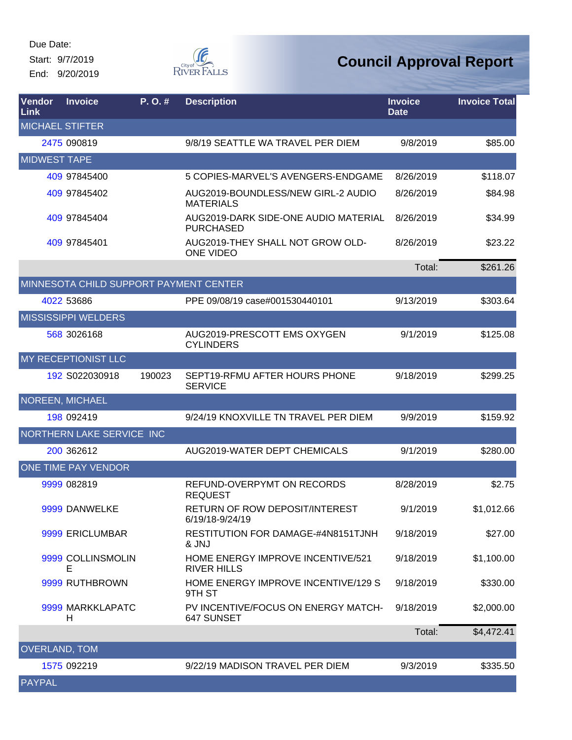Due Date:
Start: 9/7/2019
End: 9/20/2019

# Council Approval Report

| Vendor Link | Invoice | P. O. # | Description | Invoice Date | Invoice Total |
|---|---|---|---|---|---|
| MICHAEL STIFTER | | | | | |
| 2475 | 090819 | | 9/8/19 SEATTLE WA TRAVEL PER DIEM | 9/8/2019 | $85.00 |
| MIDWEST TAPE | | | | | |
| 409 | 97845400 | | 5 COPIES-MARVEL'S AVENGERS-ENDGAME | 8/26/2019 | $118.07 |
| 409 | 97845402 | | AUG2019-BOUNDLESS/NEW GIRL-2 AUDIO MATERIALS | 8/26/2019 | $84.98 |
| 409 | 97845404 | | AUG2019-DARK SIDE-ONE AUDIO MATERIAL PURCHASED | 8/26/2019 | $34.99 |
| 409 | 97845401 | | AUG2019-THEY SHALL NOT GROW OLD-ONE VIDEO | 8/26/2019 | $23.22 |
| | | | | Total: | $261.26 |
| MINNESOTA CHILD SUPPORT PAYMENT CENTER | | | | | |
| 4022 | 53686 | | PPE 09/08/19 case#001530440101 | 9/13/2019 | $303.64 |
| MISSISSIPPI WELDERS | | | | | |
| 568 | 3026168 | | AUG2019-PRESCOTT EMS OXYGEN CYLINDERS | 9/1/2019 | $125.08 |
| MY RECEPTIONIST LLC | | | | | |
| 192 | S022030918 | 190023 | SEPT19-RFMU AFTER HOURS PHONE SERVICE | 9/18/2019 | $299.25 |
| NOREEN, MICHAEL | | | | | |
| 198 | 092419 | | 9/24/19 KNOXVILLE TN TRAVEL PER DIEM | 9/9/2019 | $159.92 |
| NORTHERN LAKE SERVICE INC | | | | | |
| 200 | 362612 | | AUG2019-WATER DEPT CHEMICALS | 9/1/2019 | $280.00 |
| ONE TIME PAY VENDOR | | | | | |
| 9999 | 082819 | | REFUND-OVERPYMT ON RECORDS REQUEST | 8/28/2019 | $2.75 |
| 9999 | DANWELKE | | RETURN OF ROW DEPOSIT/INTEREST 6/19/18-9/24/19 | 9/1/2019 | $1,012.66 |
| 9999 | ERICLUMBAR | | RESTITUTION FOR DAMAGE-#4N8151TJNH & JNJ | 9/18/2019 | $27.00 |
| 9999 | COLLINSMOLINE | | HOME ENERGY IMPROVE INCENTIVE/521 RIVER HILLS | 9/18/2019 | $1,100.00 |
| 9999 | RUTHBROWN | | HOME ENERGY IMPROVE INCENTIVE/129 S 9TH ST | 9/18/2019 | $330.00 |
| 9999 | MARKKLAPATCH | | PV INCENTIVE/FOCUS ON ENERGY MATCH-647 SUNSET | 9/18/2019 | $2,000.00 |
| | | | | Total: | $4,472.41 |
| OVERLAND, TOM | | | | | |
| 1575 | 092219 | | 9/22/19 MADISON TRAVEL PER DIEM | 9/3/2019 | $335.50 |
| PAYPAL | | | | | |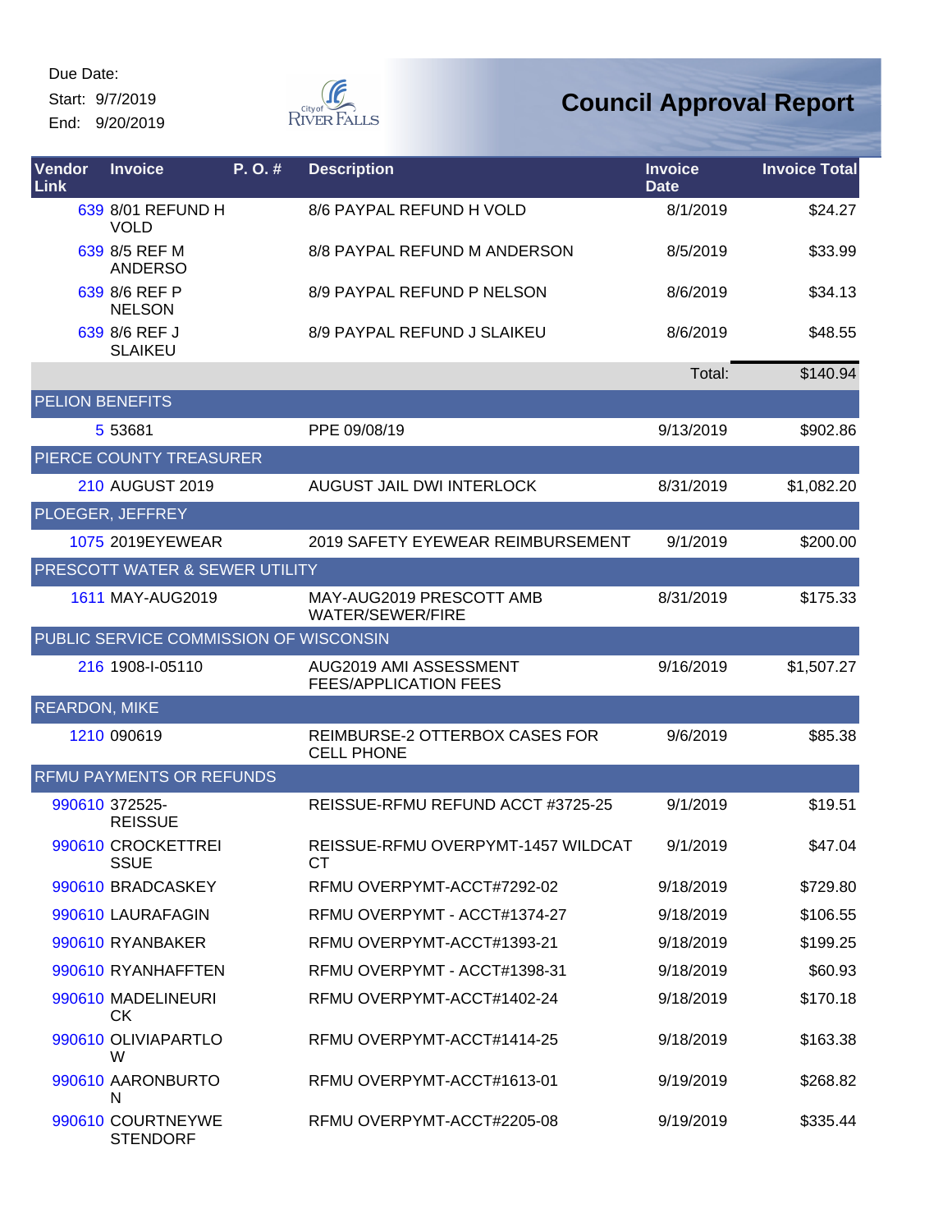Due Date:
Start: 9/7/2019
End: 9/20/2019

# Council Approval Report

| Vendor Link | Invoice | P. O. # | Description | Invoice Date | Invoice Total |
|---|---|---|---|---|---|
| 639 | 8/01 REFUND H VOLD | | 8/6 PAYPAL REFUND H VOLD | 8/1/2019 | $24.27 |
| 639 | 8/5 REF M ANDERSO | | 8/8 PAYPAL REFUND M ANDERSON | 8/5/2019 | $33.99 |
| 639 | 8/6 REF P NELSON | | 8/9 PAYPAL REFUND P NELSON | 8/6/2019 | $34.13 |
| 639 | 8/6 REF J SLAIKEU | | 8/9 PAYPAL REFUND J SLAIKEU | 8/6/2019 | $48.55 |
| | | | | Total: | $140.94 |
| PELION BENEFITS | | | | | |
| 5 | 53681 | | PPE 09/08/19 | 9/13/2019 | $902.86 |
| PIERCE COUNTY TREASURER | | | | | |
| 210 | AUGUST 2019 | | AUGUST JAIL DWI INTERLOCK | 8/31/2019 | $1,082.20 |
| PLOEGER, JEFFREY | | | | | |
| 1075 | 2019EYEWEAR | | 2019 SAFETY EYEWEAR REIMBURSEMENT | 9/1/2019 | $200.00 |
| PRESCOTT WATER & SEWER UTILITY | | | | | |
| 1611 | MAY-AUG2019 | | MAY-AUG2019 PRESCOTT AMB WATER/SEWER/FIRE | 8/31/2019 | $175.33 |
| PUBLIC SERVICE COMMISSION OF WISCONSIN | | | | | |
| 216 | 1908-I-05110 | | AUG2019 AMI ASSESSMENT FEES/APPLICATION FEES | 9/16/2019 | $1,507.27 |
| REARDON, MIKE | | | | | |
| 1210 | 090619 | | REIMBURSE-2 OTTERBOX CASES FOR CELL PHONE | 9/6/2019 | $85.38 |
| RFMU PAYMENTS OR REFUNDS | | | | | |
| 990610 | 372525-REISSUE | | REISSUE-RFMU REFUND ACCT #3725-25 | 9/1/2019 | $19.51 |
| 990610 | CROCKETTREISSUE | | REISSUE-RFMU OVERPYMT-1457 WILDCAT CT | 9/1/2019 | $47.04 |
| 990610 | BRADCASKEY | | RFMU OVERPYMT-ACCT#7292-02 | 9/18/2019 | $729.80 |
| 990610 | LAURAFAGIN | | RFMU OVERPYMT - ACCT#1374-27 | 9/18/2019 | $106.55 |
| 990610 | RYANBAKER | | RFMU OVERPYMT-ACCT#1393-21 | 9/18/2019 | $199.25 |
| 990610 | RYANHAFFTEN | | RFMU OVERPYMT - ACCT#1398-31 | 9/18/2019 | $60.93 |
| 990610 | MADELINEURICK | | RFMU OVERPYMT-ACCT#1402-24 | 9/18/2019 | $170.18 |
| 990610 | OLIVIAPARTLOW | | RFMU OVERPYMT-ACCT#1414-25 | 9/18/2019 | $163.38 |
| 990610 | AARONBURTON | | RFMU OVERPYMT-ACCT#1613-01 | 9/19/2019 | $268.82 |
| 990610 | COURTNEYWESTENDORF | | RFMU OVERPYMT-ACCT#2205-08 | 9/19/2019 | $335.44 |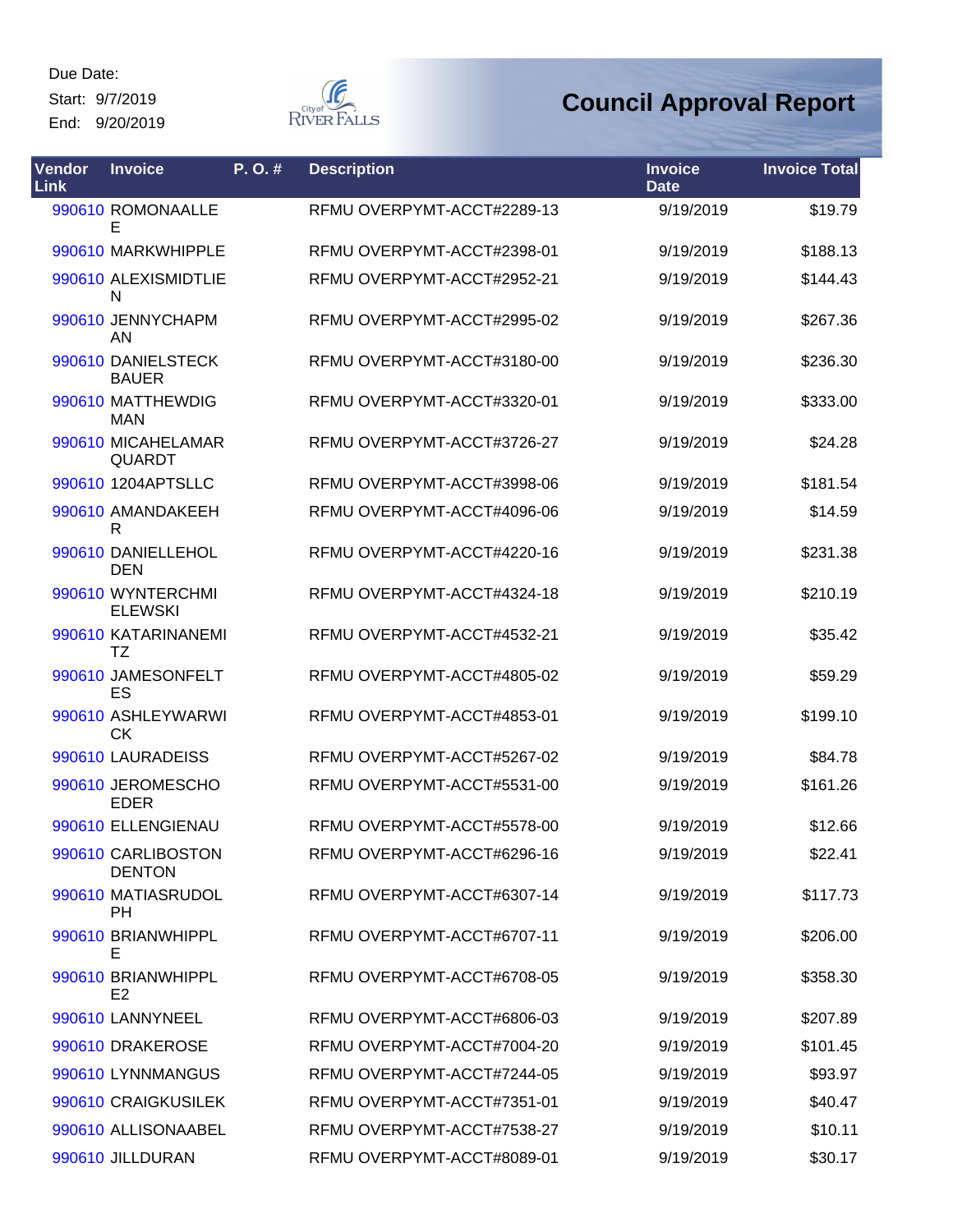Due Date:

Start: 9/7/2019

End: 9/20/2019

# Council Approval Report

| Vendor Link | Invoice | P. O. # | Description | Invoice Date | Invoice Total |
|---|---|---|---|---|---|
| 990610 | ROMONAALLEE | | RFMU OVERPYMT-ACCT#2289-13 | 9/19/2019 | $19.79 |
| 990610 | MARKWHIPPLE | | RFMU OVERPYMT-ACCT#2398-01 | 9/19/2019 | $188.13 |
| 990610 | ALEXISMIDTLIEN | | RFMU OVERPYMT-ACCT#2952-21 | 9/19/2019 | $144.43 |
| 990610 | JENNYCHAPMAN | | RFMU OVERPYMT-ACCT#2995-02 | 9/19/2019 | $267.36 |
| 990610 | DANIELSTECKBAUER | | RFMU OVERPYMT-ACCT#3180-00 | 9/19/2019 | $236.30 |
| 990610 | MATTHEWDIGMAN | | RFMU OVERPYMT-ACCT#3320-01 | 9/19/2019 | $333.00 |
| 990610 | MICAHELAMARQUARDT | | RFMU OVERPYMT-ACCT#3726-27 | 9/19/2019 | $24.28 |
| 990610 | 1204APTSLLC | | RFMU OVERPYMT-ACCT#3998-06 | 9/19/2019 | $181.54 |
| 990610 | AMANDAKEEHR | | RFMU OVERPYMT-ACCT#4096-06 | 9/19/2019 | $14.59 |
| 990610 | DANIELLEHOLDEN | | RFMU OVERPYMT-ACCT#4220-16 | 9/19/2019 | $231.38 |
| 990610 | WYNTERCHMIELEWSKI | | RFMU OVERPYMT-ACCT#4324-18 | 9/19/2019 | $210.19 |
| 990610 | KATARINANEMITZ | | RFMU OVERPYMT-ACCT#4532-21 | 9/19/2019 | $35.42 |
| 990610 | JAMESONFELTES | | RFMU OVERPYMT-ACCT#4805-02 | 9/19/2019 | $59.29 |
| 990610 | ASHLEYWARWICK | | RFMU OVERPYMT-ACCT#4853-01 | 9/19/2019 | $199.10 |
| 990610 | LAURADEISS | | RFMU OVERPYMT-ACCT#5267-02 | 9/19/2019 | $84.78 |
| 990610 | JEROMESCHOEDER | | RFMU OVERPYMT-ACCT#5531-00 | 9/19/2019 | $161.26 |
| 990610 | ELLENGIENAU | | RFMU OVERPYMT-ACCT#5578-00 | 9/19/2019 | $12.66 |
| 990610 | CARLIBOSTONDENTON | | RFMU OVERPYMT-ACCT#6296-16 | 9/19/2019 | $22.41 |
| 990610 | MATIASRUDOLPH | | RFMU OVERPYMT-ACCT#6307-14 | 9/19/2019 | $117.73 |
| 990610 | BRIANWHIPPLE | | RFMU OVERPYMT-ACCT#6707-11 | 9/19/2019 | $206.00 |
| 990610 | BRIANWHIPPLE2 | | RFMU OVERPYMT-ACCT#6708-05 | 9/19/2019 | $358.30 |
| 990610 | LANNYNEEL | | RFMU OVERPYMT-ACCT#6806-03 | 9/19/2019 | $207.89 |
| 990610 | DRAKEROSE | | RFMU OVERPYMT-ACCT#7004-20 | 9/19/2019 | $101.45 |
| 990610 | LYNNMANGUS | | RFMU OVERPYMT-ACCT#7244-05 | 9/19/2019 | $93.97 |
| 990610 | CRAIGKUSILEK | | RFMU OVERPYMT-ACCT#7351-01 | 9/19/2019 | $40.47 |
| 990610 | ALLISONAABEL | | RFMU OVERPYMT-ACCT#7538-27 | 9/19/2019 | $10.11 |
| 990610 | JILLDURAN | | RFMU OVERPYMT-ACCT#8089-01 | 9/19/2019 | $30.17 |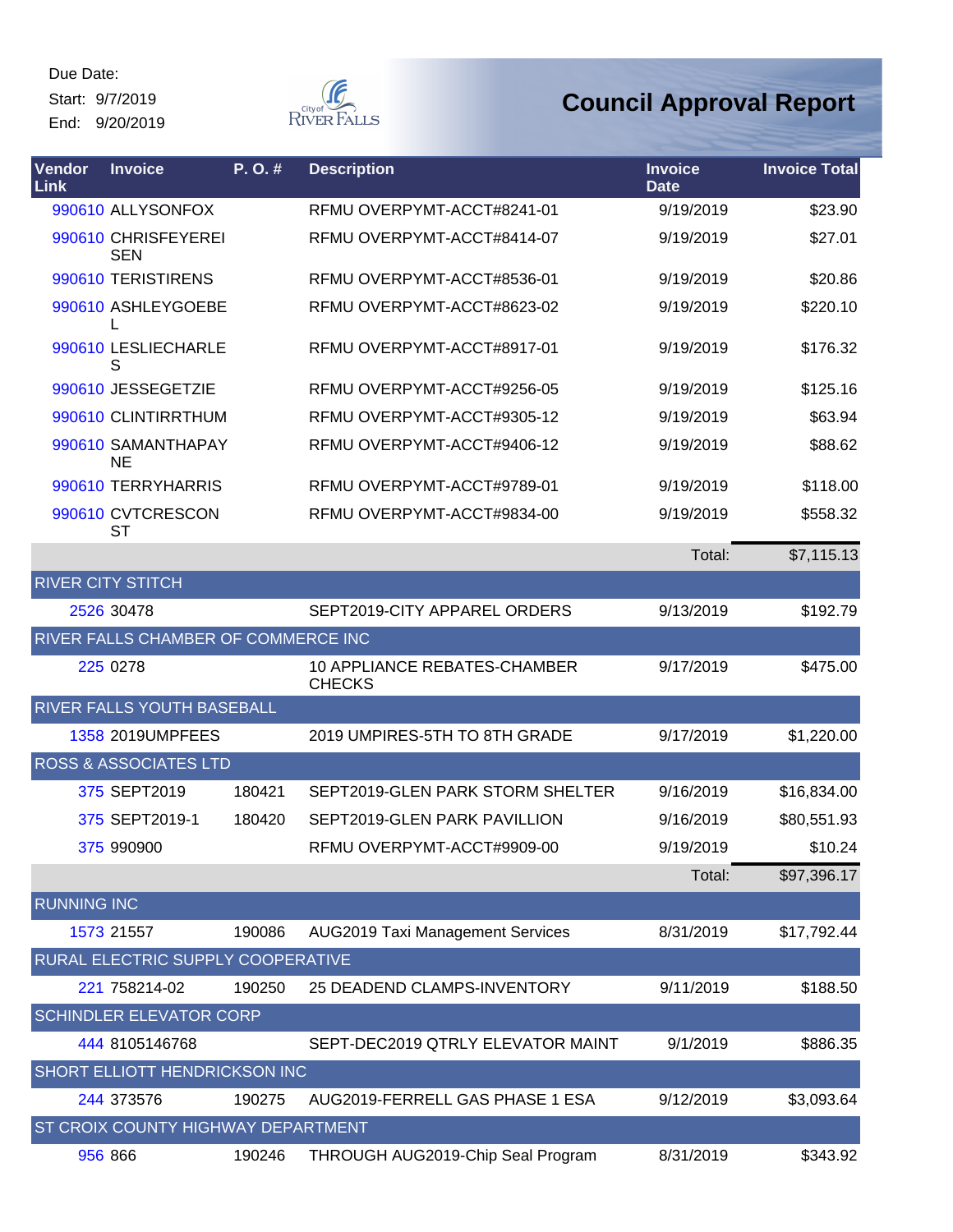Due Date:

Start: 9/7/2019

End: 9/20/2019

# Council Approval Report

| Vendor Link | Invoice | P. O. # | Description | Invoice Date | Invoice Total |
|---|---|---|---|---|---|
| 990610 | ALLYSONFOX | | RFMU OVERPYMT-ACCT#8241-01 | 9/19/2019 | $23.90 |
| 990610 | CHRISFEYEREISEN | | RFMU OVERPYMT-ACCT#8414-07 | 9/19/2019 | $27.01 |
| 990610 | TERISTIRENS | | RFMU OVERPYMT-ACCT#8536-01 | 9/19/2019 | $20.86 |
| 990610 | ASHLEYGOEBEL | | RFMU OVERPYMT-ACCT#8623-02 | 9/19/2019 | $220.10 |
| 990610 | LESLIECHARLES | | RFMU OVERPYMT-ACCT#8917-01 | 9/19/2019 | $176.32 |
| 990610 | JESSEGETZIE | | RFMU OVERPYMT-ACCT#9256-05 | 9/19/2019 | $125.16 |
| 990610 | CLINTIRRTHUM | | RFMU OVERPYMT-ACCT#9305-12 | 9/19/2019 | $63.94 |
| 990610 | SAMANTHAPAYNE | | RFMU OVERPYMT-ACCT#9406-12 | 9/19/2019 | $88.62 |
| 990610 | TERRYHARRIS | | RFMU OVERPYMT-ACCT#9789-01 | 9/19/2019 | $118.00 |
| 990610 | CVTCRESCONST | | RFMU OVERPYMT-ACCT#9834-00 | 9/19/2019 | $558.32 |
| | | | | Total: | $7,115.13 |
| RIVER CITY STITCH | | | | | |
| 2526 | 30478 | | SEPT2019-CITY APPAREL ORDERS | 9/13/2019 | $192.79 |
| RIVER FALLS CHAMBER OF COMMERCE INC | | | | | |
| 225 | 0278 | | 10 APPLIANCE REBATES-CHAMBER CHECKS | 9/17/2019 | $475.00 |
| RIVER FALLS YOUTH BASEBALL | | | | | |
| 1358 | 2019UMPFEES | | 2019 UMPIRES-5TH TO 8TH GRADE | 9/17/2019 | $1,220.00 |
| ROSS & ASSOCIATES LTD | | | | | |
| 375 | SEPT2019 | 180421 | SEPT2019-GLEN PARK STORM SHELTER | 9/16/2019 | $16,834.00 |
| 375 | SEPT2019-1 | 180420 | SEPT2019-GLEN PARK PAVILLION | 9/16/2019 | $80,551.93 |
| 375 | 990900 | | RFMU OVERPYMT-ACCT#9909-00 | 9/19/2019 | $10.24 |
| | | | | Total: | $97,396.17 |
| RUNNING INC | | | | | |
| 1573 | 21557 | 190086 | AUG2019 Taxi Management Services | 8/31/2019 | $17,792.44 |
| RURAL ELECTRIC SUPPLY COOPERATIVE | | | | | |
| 221 | 758214-02 | 190250 | 25 DEADEND CLAMPS-INVENTORY | 9/11/2019 | $188.50 |
| SCHINDLER ELEVATOR CORP | | | | | |
| 444 | 8105146768 | | SEPT-DEC2019 QTRLY ELEVATOR MAINT | 9/1/2019 | $886.35 |
| SHORT ELLIOTT HENDRICKSON INC | | | | | |
| 244 | 373576 | 190275 | AUG2019-FERRELL GAS PHASE 1 ESA | 9/12/2019 | $3,093.64 |
| ST CROIX COUNTY HIGHWAY DEPARTMENT | | | | | |
| 956 | 866 | 190246 | THROUGH AUG2019-Chip Seal Program | 8/31/2019 | $343.92 |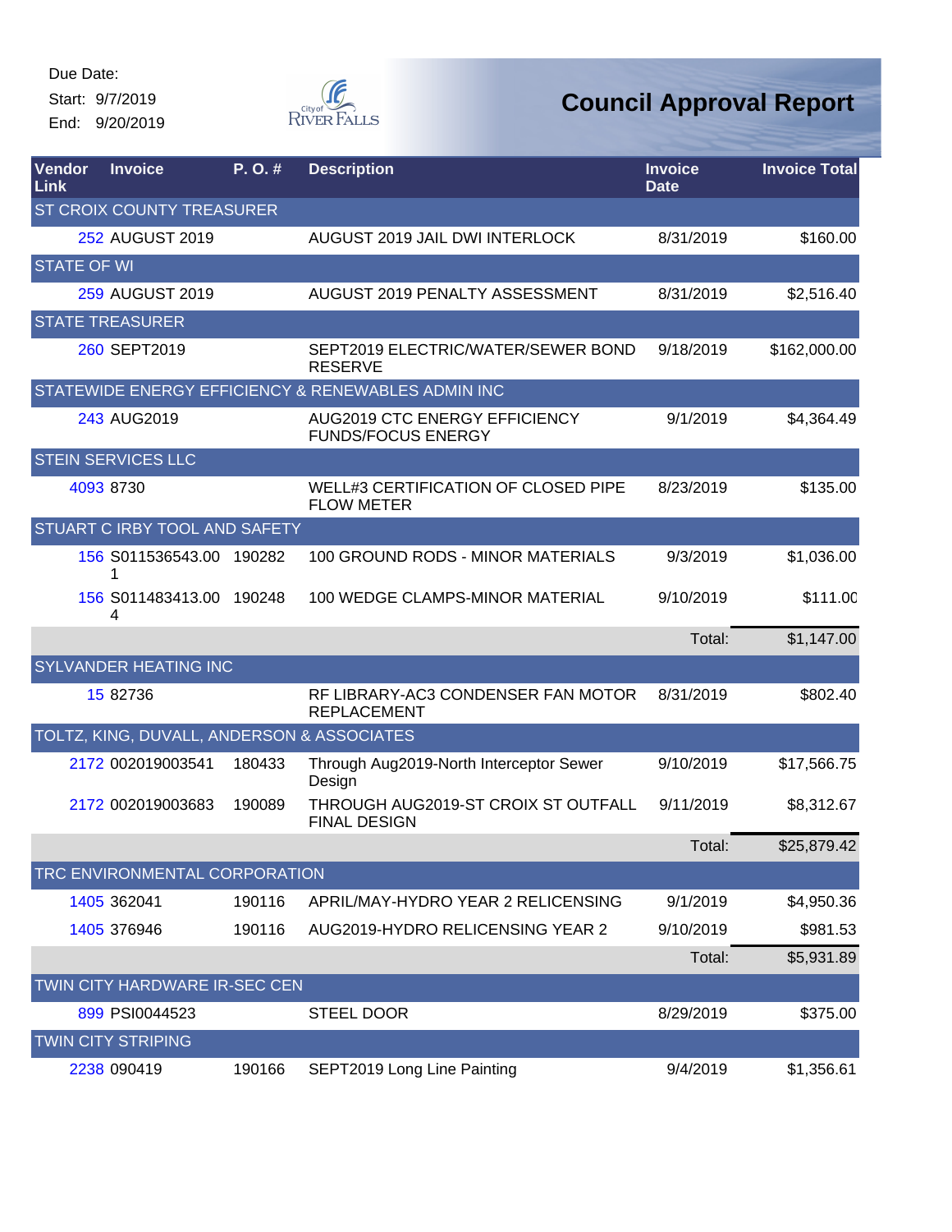Due Date:
Start: 9/7/2019
End: 9/20/2019

# Council Approval Report

| Vendor Link | Invoice | P. O. # | Description | Invoice Date | Invoice Total |
|---|---|---|---|---|---|
| ST CROIX COUNTY TREASURER | | | | | |
| 252 | AUGUST 2019 | | AUGUST 2019 JAIL DWI INTERLOCK | 8/31/2019 | $160.00 |
| STATE OF WI | | | | | |
| 259 | AUGUST 2019 | | AUGUST 2019 PENALTY ASSESSMENT | 8/31/2019 | $2,516.40 |
| STATE TREASURER | | | | | |
| 260 | SEPT2019 | | SEPT2019 ELECTRIC/WATER/SEWER BOND RESERVE | 9/18/2019 | $162,000.00 |
| STATEWIDE ENERGY EFFICIENCY & RENEWABLES ADMIN INC | | | | | |
| 243 | AUG2019 | | AUG2019 CTC ENERGY EFFICIENCY FUNDS/FOCUS ENERGY | 9/1/2019 | $4,364.49 |
| STEIN SERVICES LLC | | | | | |
| 4093 | 8730 | | WELL#3 CERTIFICATION OF CLOSED PIPE FLOW METER | 8/23/2019 | $135.00 |
| STUART C IRBY TOOL AND SAFETY | | | | | |
| 156 | S011536543.001 | 190282 | 100 GROUND RODS - MINOR MATERIALS | 9/3/2019 | $1,036.00 |
| 156 | S011483413.004 | 190248 | 100 WEDGE CLAMPS-MINOR MATERIAL | 9/10/2019 | $111.00 |
| | | | | Total: | $1,147.00 |
| SYLVANDER HEATING INC | | | | | |
| 15 | 82736 | | RF LIBRARY-AC3 CONDENSER FAN MOTOR REPLACEMENT | 8/31/2019 | $802.40 |
| TOLTZ, KING, DUVALL, ANDERSON & ASSOCIATES | | | | | |
| 2172 | 002019003541 | 180433 | Through Aug2019-North Interceptor Sewer Design | 9/10/2019 | $17,566.75 |
| 2172 | 002019003683 | 190089 | THROUGH AUG2019-ST CROIX ST OUTFALL FINAL DESIGN | 9/11/2019 | $8,312.67 |
| | | | | Total: | $25,879.42 |
| TRC ENVIRONMENTAL CORPORATION | | | | | |
| 1405 | 362041 | 190116 | APRIL/MAY-HYDRO YEAR 2 RELICENSING | 9/1/2019 | $4,950.36 |
| 1405 | 376946 | 190116 | AUG2019-HYDRO RELICENSING YEAR 2 | 9/10/2019 | $981.53 |
| | | | | Total: | $5,931.89 |
| TWIN CITY HARDWARE IR-SEC CEN | | | | | |
| 899 | PSI0044523 | | STEEL DOOR | 8/29/2019 | $375.00 |
| TWIN CITY STRIPING | | | | | |
| 2238 | 090419 | 190166 | SEPT2019 Long Line Painting | 9/4/2019 | $1,356.61 |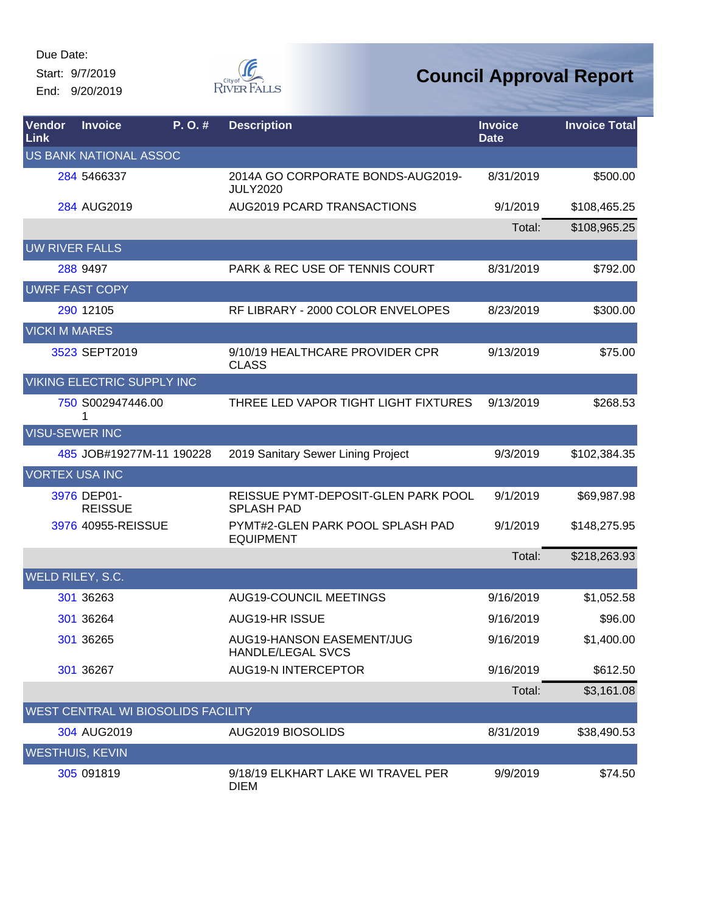Due Date:
Start: 9/7/2019
End: 9/20/2019

City of River Falls

# Council Approval Report

| Vendor Link | Invoice | P. O. # | Description | Invoice Date | Invoice Total |
|---|---|---|---|---|---|
| US BANK NATIONAL ASSOC | | | | | |
| 284 | 5466337 | | 2014A GO CORPORATE BONDS-AUG2019-JULY2020 | 8/31/2019 | $500.00 |
| 284 | AUG2019 | | AUG2019 PCARD TRANSACTIONS | 9/1/2019 | $108,465.25 |
| | | | | Total: | $108,965.25 |
| UW RIVER FALLS | | | | | |
| 288 | 9497 | | PARK & REC USE OF TENNIS COURT | 8/31/2019 | $792.00 |
| UWRF FAST COPY | | | | | |
| 290 | 12105 | | RF LIBRARY - 2000 COLOR ENVELOPES | 8/23/2019 | $300.00 |
| VICKI M MARES | | | | | |
| 3523 | SEPT2019 | | 9/10/19 HEALTHCARE PROVIDER CPR CLASS | 9/13/2019 | $75.00 |
| VIKING ELECTRIC SUPPLY INC | | | | | |
| 750 | S002947446.001 | | THREE LED VAPOR TIGHT LIGHT FIXTURES | 9/13/2019 | $268.53 |
| VISU-SEWER INC | | | | | |
| 485 | JOB#19277M-11 | 190228 | 2019 Sanitary Sewer Lining Project | 9/3/2019 | $102,384.35 |
| VORTEX USA INC | | | | | |
| 3976 | DEP01-REISSUE | | REISSUE PYMT-DEPOSIT-GLEN PARK POOL SPLASH PAD | 9/1/2019 | $69,987.98 |
| 3976 | 40955-REISSUE | | PYMT#2-GLEN PARK POOL SPLASH PAD EQUIPMENT | 9/1/2019 | $148,275.95 |
| | | | | Total: | $218,263.93 |
| WELD RILEY, S.C. | | | | | |
| 301 | 36263 | | AUG19-COUNCIL MEETINGS | 9/16/2019 | $1,052.58 |
| 301 | 36264 | | AUG19-HR ISSUE | 9/16/2019 | $96.00 |
| 301 | 36265 | | AUG19-HANSON EASEMENT/JUG HANDLE/LEGAL SVCS | 9/16/2019 | $1,400.00 |
| 301 | 36267 | | AUG19-N INTERCEPTOR | 9/16/2019 | $612.50 |
| | | | | Total: | $3,161.08 |
| WEST CENTRAL WI BIOSOLIDS FACILITY | | | | | |
| 304 | AUG2019 | | AUG2019 BIOSOLIDS | 8/31/2019 | $38,490.53 |
| WESTHUIS, KEVIN | | | | | |
| 305 | 091819 | | 9/18/19 ELKHART LAKE WI TRAVEL PER DIEM | 9/9/2019 | $74.50 |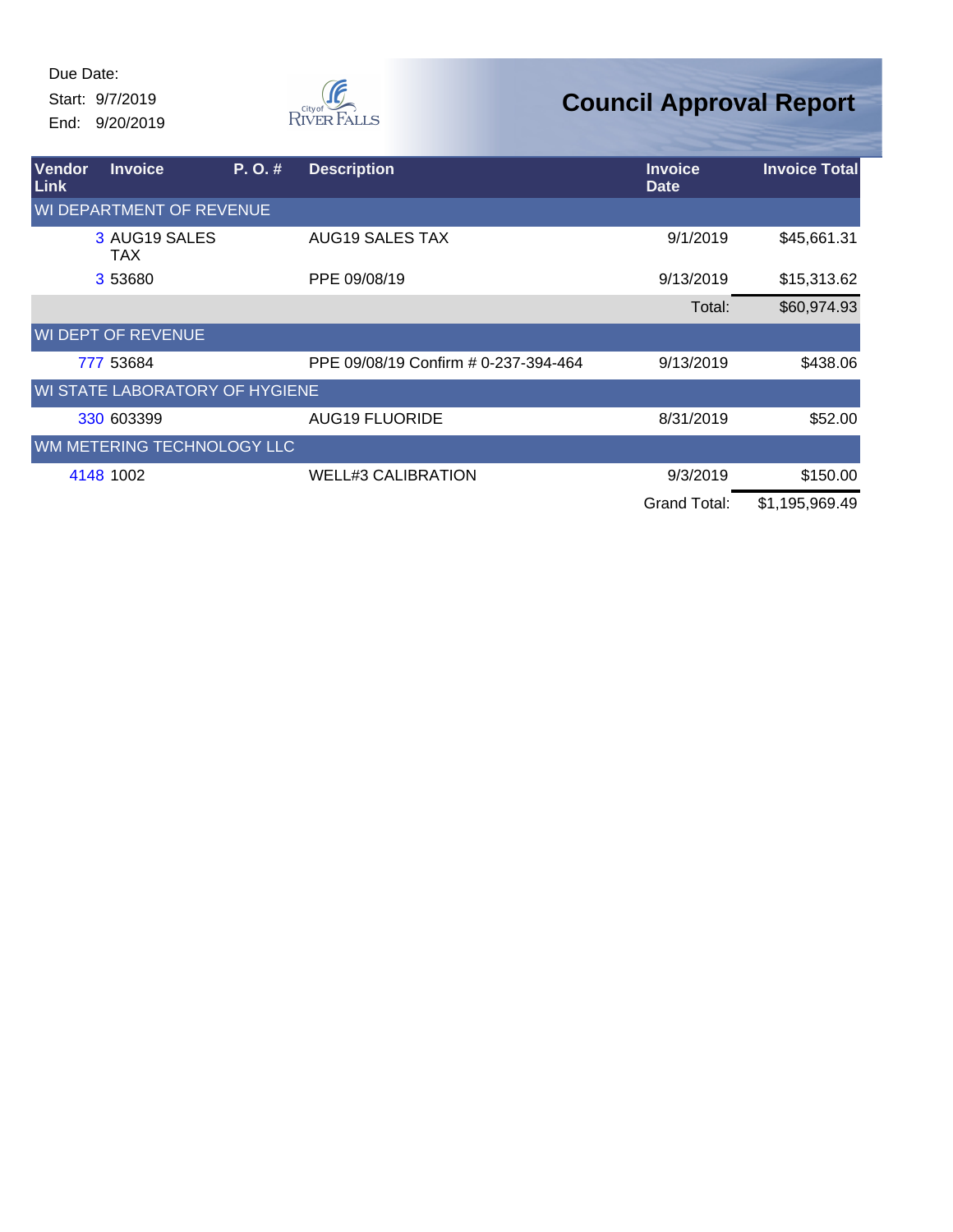Due Date:
Start: 9/7/2019
End: 9/20/2019

City of River Falls

# Council Approval Report

| Vendor Link | Invoice | P. O. # | Description | Invoice Date | Invoice Total |
|---|---|---|---|---|---|
| **WI DEPARTMENT OF REVENUE** | | | | | |
| 3 | AUG19 SALES TAX | | AUG19 SALES TAX | 9/1/2019 | $45,661.31 |
| 3 | 53680 | | PPE 09/08/19 | 9/13/2019 | $15,313.62 |
| | | | | Total: | $60,974.93 |
| **WI DEPT OF REVENUE** | | | | | |
| 777 | 53684 | | PPE 09/08/19 Confirm # 0-237-394-464 | 9/13/2019 | $438.06 |
| **WI STATE LABORATORY OF HYGIENE** | | | | | |
| 330 | 603399 | | AUG19 FLUORIDE | 8/31/2019 | $52.00 |
| **WM METERING TECHNOLOGY LLC** | | | | | |
| 4148 | 1002 | | WELL#3 CALIBRATION | 9/3/2019 | $150.00 |
| | | | | Grand Total: | $1,195,969.49 |